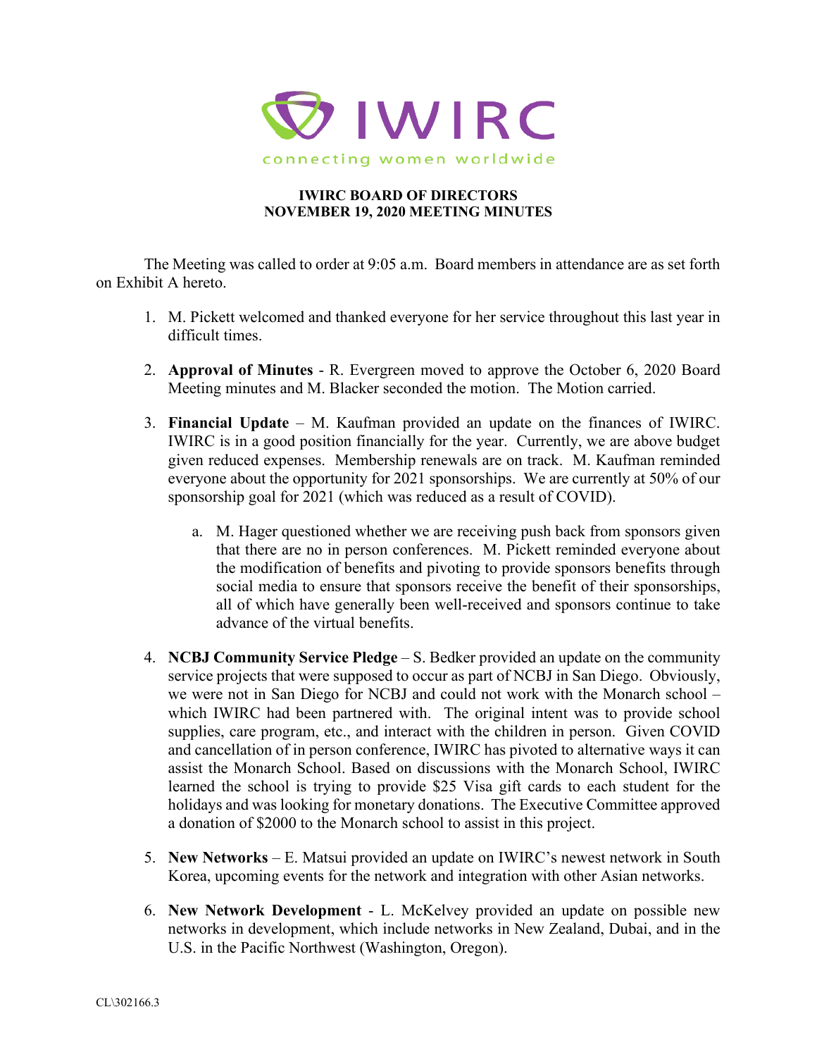IWIRC

connecting women worldwide

**IWIRC BOARD OF DIRECTORS**
**NOVEMBER 19, 2020 MEETING MINUTES**

The Meeting was called to order at 9:05 a.m. Board members in attendance are as set forth on Exhibit A hereto.

1. M. Pickett welcomed and thanked everyone for her service throughout this last year in difficult times.

2. **Approval of Minutes** - R. Evergreen moved to approve the October 6, 2020 Board Meeting minutes and M. Blacker seconded the motion. The Motion carried.

3. **Financial Update** – M. Kaufman provided an update on the finances of IWIRC. IWIRC is in a good position financially for the year. Currently, we are above budget given reduced expenses. Membership renewals are on track. M. Kaufman reminded everyone about the opportunity for 2021 sponsorships. We are currently at 50% of our sponsorship goal for 2021 (which was reduced as a result of COVID).

    a. M. Hager questioned whether we are receiving push back from sponsors given that there are no in person conferences. M. Pickett reminded everyone about the modification of benefits and pivoting to provide sponsors benefits through social media to ensure that sponsors receive the benefit of their sponsorships, all of which have generally been well-received and sponsors continue to take advance of the virtual benefits.

4. **NCBJ Community Service Pledge** – S. Bedker provided an update on the community service projects that were supposed to occur as part of NCBJ in San Diego. Obviously, we were not in San Diego for NCBJ and could not work with the Monarch school – which IWIRC had been partnered with. The original intent was to provide school supplies, care program, etc., and interact with the children in person. Given COVID and cancellation of in person conference, IWIRC has pivoted to alternative ways it can assist the Monarch School. Based on discussions with the Monarch School, IWIRC learned the school is trying to provide $25 Visa gift cards to each student for the holidays and was looking for monetary donations. The Executive Committee approved a donation of $2000 to the Monarch school to assist in this project.

5. **New Networks** – E. Matsui provided an update on IWIRC's newest network in South Korea, upcoming events for the network and integration with other Asian networks.

6. **New Network Development** - L. McKelvey provided an update on possible new networks in development, which include networks in New Zealand, Dubai, and in the U.S. in the Pacific Northwest (Washington, Oregon).

CL\302166.3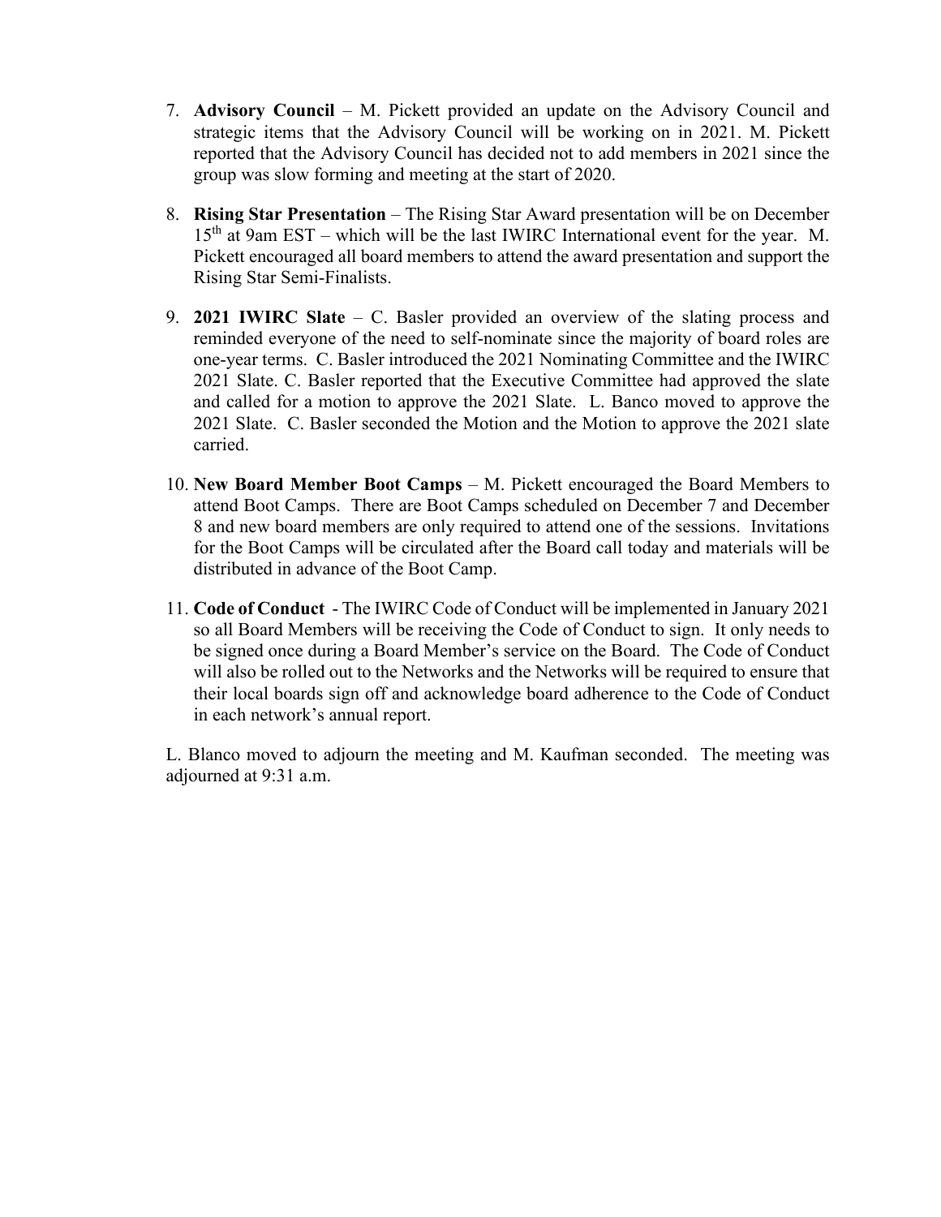7. **Advisory Council** – M. Pickett provided an update on the Advisory Council and strategic items that the Advisory Council will be working on in 2021. M. Pickett reported that the Advisory Council has decided not to add members in 2021 since the group was slow forming and meeting at the start of 2020.

8. **Rising Star Presentation** – The Rising Star Award presentation will be on December 15th at 9am EST – which will be the last IWIRC International event for the year. M. Pickett encouraged all board members to attend the award presentation and support the Rising Star Semi-Finalists.

9. **2021 IWIRC Slate** – C. Basler provided an overview of the slating process and reminded everyone of the need to self-nominate since the majority of board roles are one-year terms. C. Basler introduced the 2021 Nominating Committee and the IWIRC 2021 Slate. C. Basler reported that the Executive Committee had approved the slate and called for a motion to approve the 2021 Slate. L. Banco moved to approve the 2021 Slate. C. Basler seconded the Motion and the Motion to approve the 2021 slate carried.

10. **New Board Member Boot Camps** – M. Pickett encouraged the Board Members to attend Boot Camps. There are Boot Camps scheduled on December 7 and December 8 and new board members are only required to attend one of the sessions. Invitations for the Boot Camps will be circulated after the Board call today and materials will be distributed in advance of the Boot Camp.

11. **Code of Conduct** - The IWIRC Code of Conduct will be implemented in January 2021 so all Board Members will be receiving the Code of Conduct to sign. It only needs to be signed once during a Board Member's service on the Board. The Code of Conduct will also be rolled out to the Networks and the Networks will be required to ensure that their local boards sign off and acknowledge board adherence to the Code of Conduct in each network's annual report.

L. Blanco moved to adjourn the meeting and M. Kaufman seconded. The meeting was adjourned at 9:31 a.m.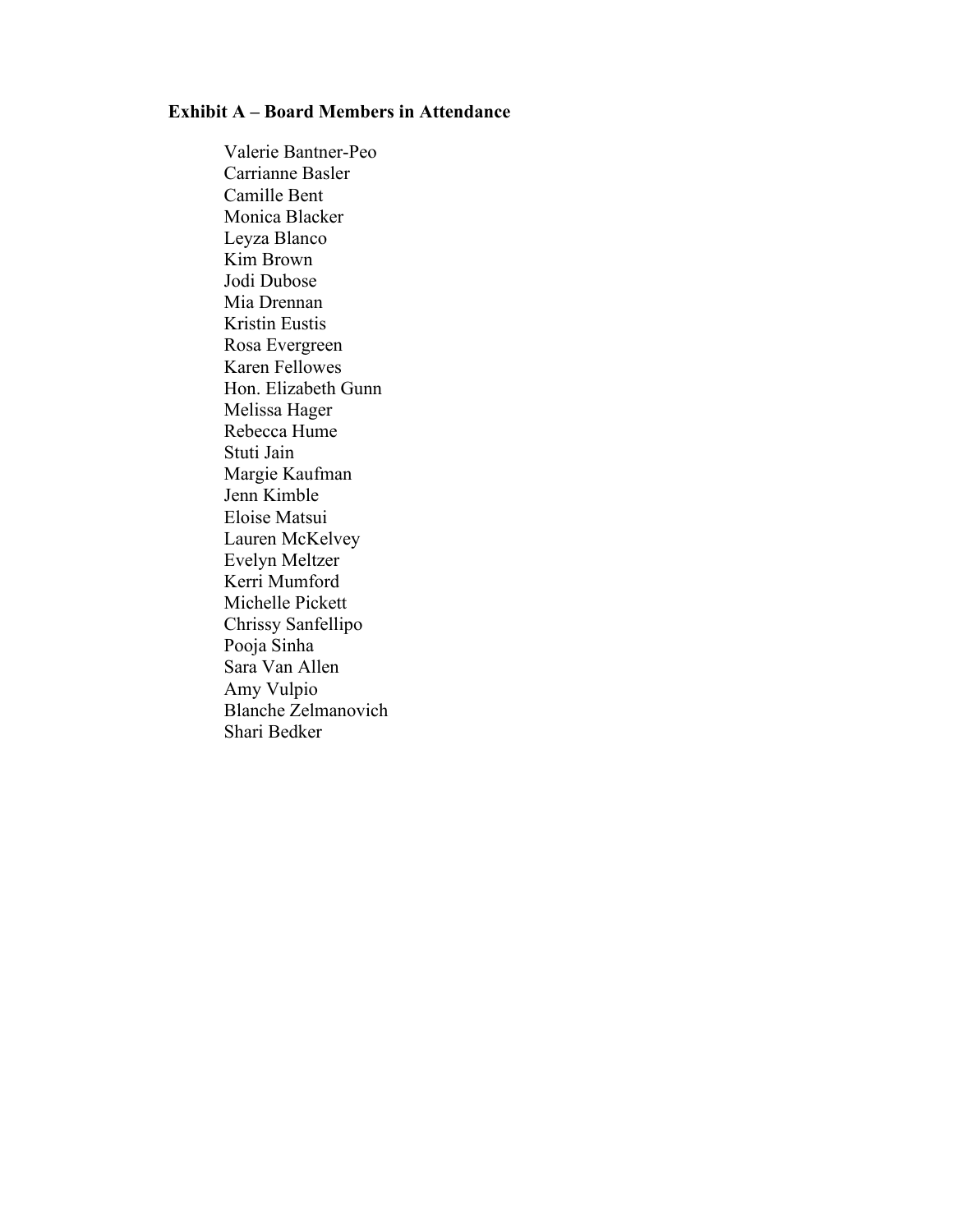**Exhibit A – Board Members in Attendance**

Valerie Bantner-Peo
Carrianne Basler
Camille Bent
Monica Blacker
Leyza Blanco
Kim Brown
Jodi Dubose
Mia Drennan
Kristin Eustis
Rosa Evergreen
Karen Fellowes
Hon. Elizabeth Gunn
Melissa Hager
Rebecca Hume
Stuti Jain
Margie Kaufman
Jenn Kimble
Eloise Matsui
Lauren McKelvey
Evelyn Meltzer
Kerri Mumford
Michelle Pickett
Chrissy Sanfellipo
Pooja Sinha
Sara Van Allen
Amy Vulpio
Blanche Zelmanovich
Shari Bedker